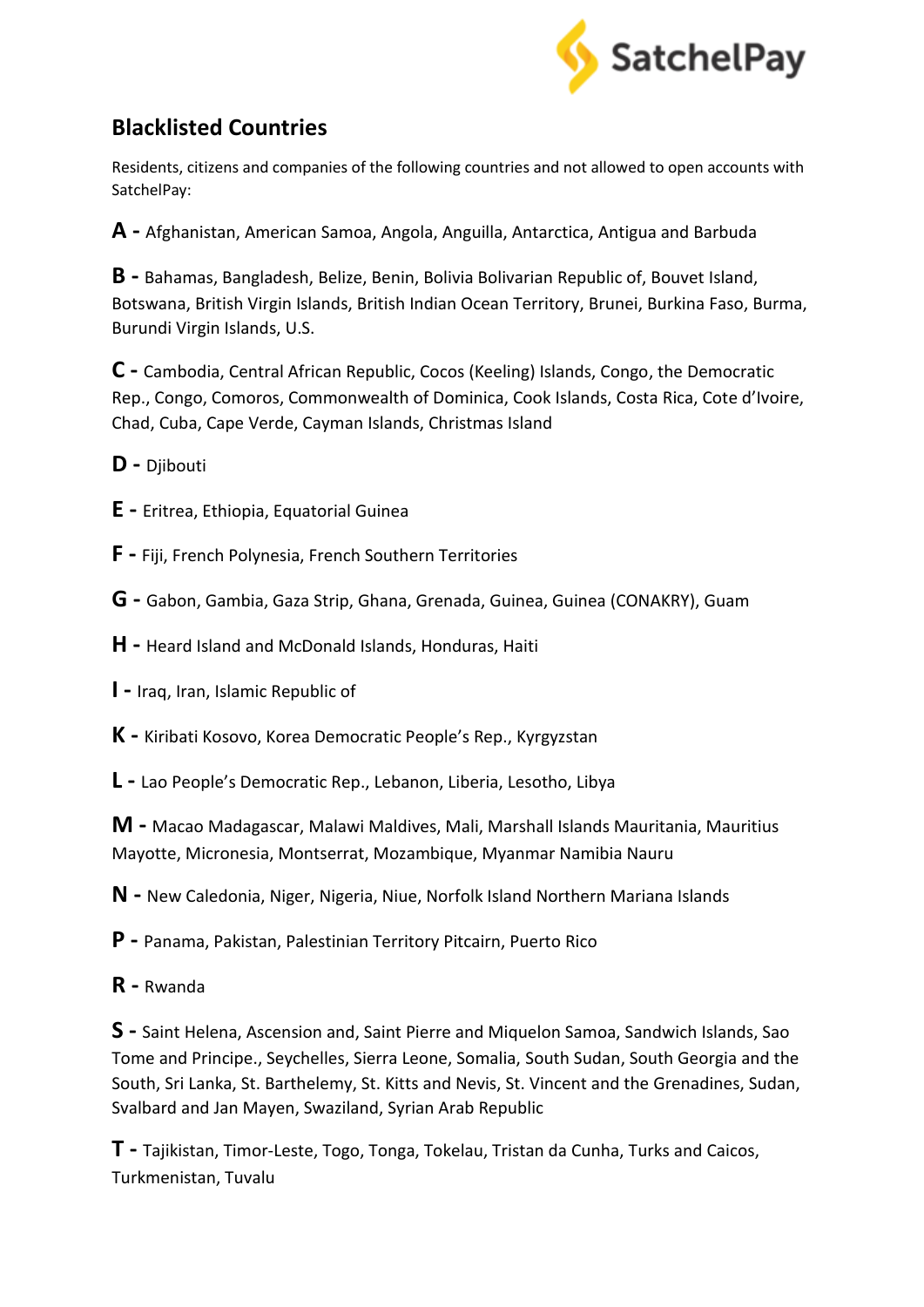SatchelPay

## Blacklisted Countries

Residents, citizens and companies of the following countries and not allowed to open accounts with SatchelPay:

**A -** Afghanistan, American Samoa, Angola, Anguilla, Antarctica, Antigua and Barbuda

**B -** Bahamas, Bangladesh, Belize, Benin, Bolivia Bolivarian Republic of, Bouvet Island, Botswana, British Virgin Islands, British Indian Ocean Territory, Brunei, Burkina Faso, Burma, Burundi Virgin Islands, U.S.

**C -** Cambodia, Central African Republic, Cocos (Keeling) Islands, Congo, the Democratic Rep., Congo, Comoros, Commonwealth of Dominica, Cook Islands, Costa Rica, Cote d'Ivoire, Chad, Cuba, Cape Verde, Cayman Islands, Christmas Island

**D -** Djibouti

**E -** Eritrea, Ethiopia, Equatorial Guinea

**F -** Fiji, French Polynesia, French Southern Territories

**G -** Gabon, Gambia, Gaza Strip, Ghana, Grenada, Guinea, Guinea (CONAKRY), Guam

**H -** Heard Island and McDonald Islands, Honduras, Haiti

**I -** Iraq, Iran, Islamic Republic of

**K -** Kiribati Kosovo, Korea Democratic People's Rep., Kyrgyzstan

**L -** Lao People's Democratic Rep., Lebanon, Liberia, Lesotho, Libya

**M -** Macao Madagascar, Malawi Maldives, Mali, Marshall Islands Mauritania, Mauritius Mayotte, Micronesia, Montserrat, Mozambique, Myanmar Namibia Nauru

**N -** New Caledonia, Niger, Nigeria, Niue, Norfolk Island Northern Mariana Islands

**P -** Panama, Pakistan, Palestinian Territory Pitcairn, Puerto Rico

**R -** Rwanda

**S -** Saint Helena, Ascension and, Saint Pierre and Miquelon Samoa, Sandwich Islands, Sao Tome and Principe., Seychelles, Sierra Leone, Somalia, South Sudan, South Georgia and the South, Sri Lanka, St. Barthelemy, St. Kitts and Nevis, St. Vincent and the Grenadines, Sudan, Svalbard and Jan Mayen, Swaziland, Syrian Arab Republic

**T -** Tajikistan, Timor-Leste, Togo, Tonga, Tokelau, Tristan da Cunha, Turks and Caicos, Turkmenistan, Tuvalu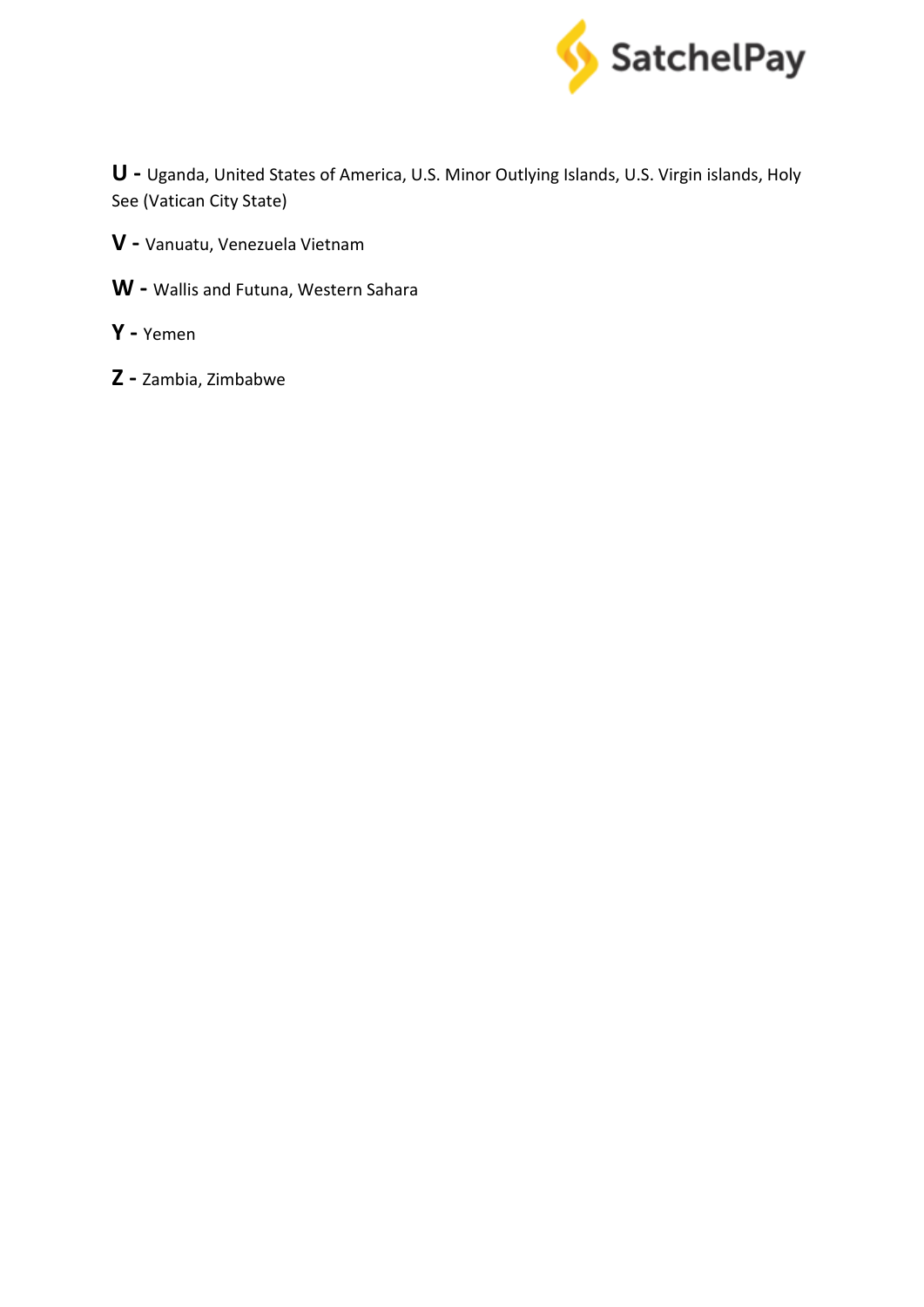**U -** Uganda, United States of America, U.S. Minor Outlying Islands, U.S. Virgin islands, Holy See (Vatican City State)

**V -** Vanuatu, Venezuela Vietnam

**W -** Wallis and Futuna, Western Sahara

**Y -** Yemen

**Z -** Zambia, Zimbabwe